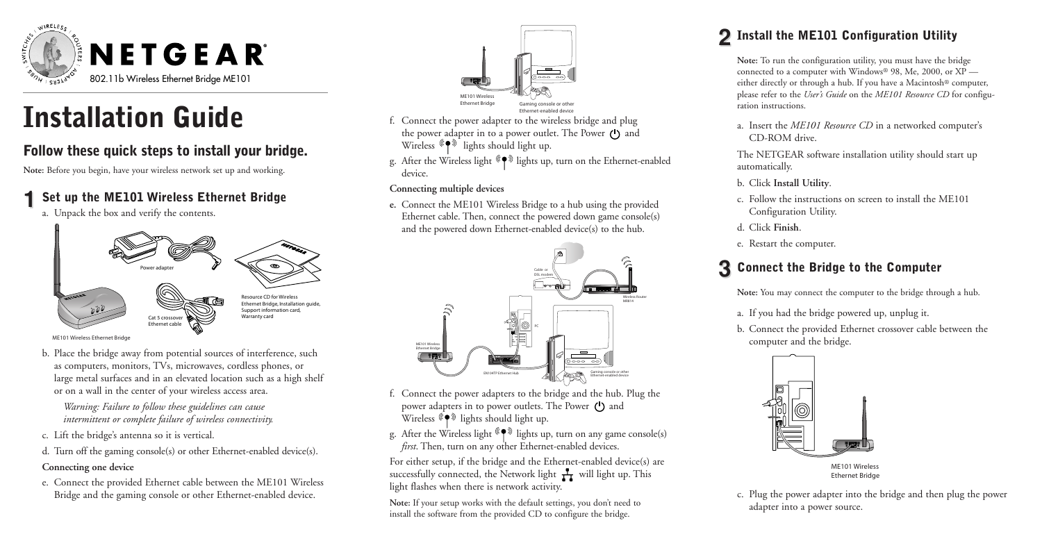NETGEAR

802.11b Wireless Ethernet Bridge ME101

# Installation Guide

## Follow these quick steps to install your bridge.

**Note:** Before you begin, have your wireless network set up and working.

## 1 Set up the ME101 Wireless Ethernet Bridge

a. Unpack the box and verify the contents.

Power adapter

Resource CD for Wireless Ethernet Bridge, Installation guide, Support information card, Warranty card

Cat 5 crossover Ethernet cable

ME101 Wireless Ethernet Bridge

b. Place the bridge away from potential sources of interference, such as computers, monitors, TVs, microwaves, cordless phones, or large metal surfaces and in an elevated location such as a high shelf or on a wall in the center of your wireless access area.

*Warning: Failure to follow these guidelines can cause intermittent or complete failure of wireless connectivity.*

c. Lift the bridge's antenna so it is vertical.

d. Turn off the gaming console(s) or other Ethernet-enabled device(s).

**Connecting one device**

e. Connect the provided Ethernet cable between the ME101 Wireless Bridge and the gaming console or other Ethernet-enabled device.

ME101 Wireless Ethernet Bridge

Gaming console or other Ethernet-enabled device

f. Connect the power adapter to the wireless bridge and plug the power adapter in to a power outlet. The Power and Wireless lights should light up.

g. After the Wireless light lights up, turn on the Ethernet-enabled device.

**Connecting multiple devices**

**e.** Connect the ME101 Wireless Bridge to a hub using the provided Ethernet cable. Then, connect the powered down game console(s) and the powered down Ethernet-enabled device(s) to the hub.

Cable or DSL modem

Wireless Router MR814

PC

ME101 Wireless Ethernet Bridge

EN104TP Ethernet Hub

Gaming console or other Ethernet-enabled device

f. Connect the power adapters to the bridge and the hub. Plug the power adapters in to power outlets. The Power and Wireless lights should light up.

g. After the Wireless light lights up, turn on any game console(s) *first*. Then, turn on any other Ethernet-enabled devices.

For either setup, if the bridge and the Ethernet-enabled device(s) are successfully connected, the Network light will light up. This light flashes when there is network activity.

**Note:** If your setup works with the default settings, you don't need to install the software from the provided CD to configure the bridge.

## 2 Install the ME101 Configuration Utility

**Note:** To run the configuration utility, you must have the bridge connected to a computer with Windows® 98, Me, 2000, or XP — either directly or through a hub. If you have a Macintosh® computer, please refer to the *User's Guide* on the *ME101 Resource CD* for configuration instructions.

a. Insert the *ME101 Resource CD* in a networked computer's CD-ROM drive.

The NETGEAR software installation utility should start up automatically.

b. Click **Install Utility**.

c. Follow the instructions on screen to install the ME101 Configuration Utility.

d. Click **Finish**.

e. Restart the computer.

## 3 Connect the Bridge to the Computer

**Note:** You may connect the computer to the bridge through a hub.

a. If you had the bridge powered up, unplug it.

b. Connect the provided Ethernet crossover cable between the computer and the bridge.

ME101 Wireless Ethernet Bridge

c. Plug the power adapter into the bridge and then plug the power adapter into a power source.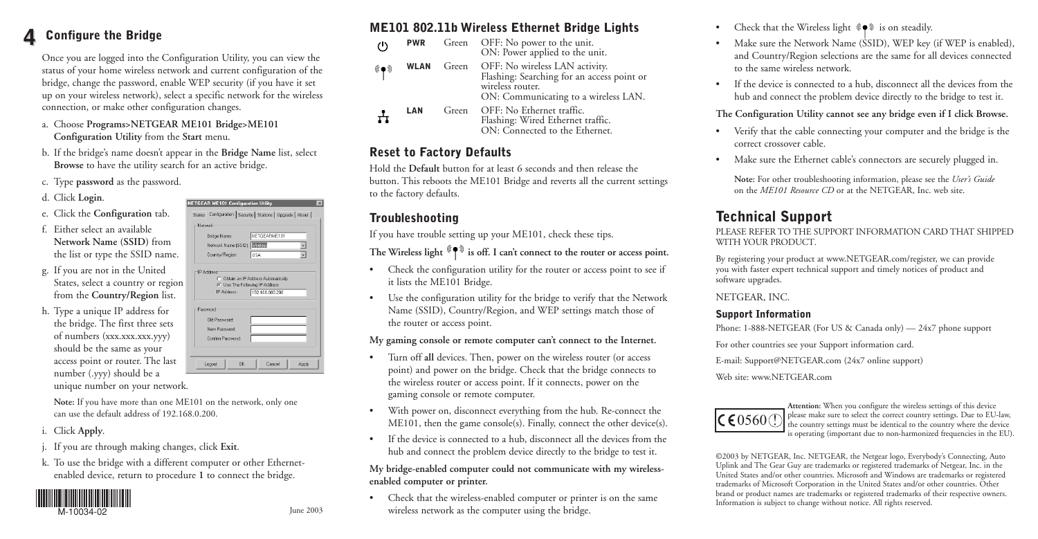## 4 Configure the Bridge

Once you are logged into the Configuration Utility, you can view the status of your home wireless network and current configuration of the bridge, change the password, enable WEP security (if you have it set up on your wireless network), select a specific network for the wireless connection, or make other configuration changes.

a. Choose **Programs>NETGEAR ME101 Bridge>ME101 Configuration Utility** from the **Start** menu.

b. If the bridge's name doesn't appear in the **Bridge Name** list, select **Browse** to have the utility search for an active bridge.

c. Type **password** as the password.

d. Click **Login**.

e. Click the **Configuration** tab.

f. Either select an available **Network Name (SSID)** from the list or type the SSID name.

g. If you are not in the United States, select a country or region from the **Country/Region** list.

h. Type a unique IP address for the bridge. The first three sets of numbers (xxx.xxx.xxx.yyy) should be the same as your access point or router. The last number (.yyy) should be a unique number on your network.

**Note:** If you have more than one ME101 on the network, only one can use the default address of 192.168.0.200.

i. Click **Apply**.

j. If you are through making changes, click **Exit**.

k. To use the bridge with a different computer or other Ethernet-enabled device, return to procedure **1** to connect the bridge.

M-10034-02

June 2003

## ME101 802.11b Wireless Ethernet Bridge Lights

| | | | |
|---|---|---|---|
| ⏻ | PWR | Green | OFF: No power to the unit.<br>ON: Power applied to the unit. |
| | WLAN | Green | OFF: No wireless LAN activity.<br>Flashing: Searching for an access point or wireless router.<br>ON: Communicating to a wireless LAN. |
| | LAN | Green | OFF: No Ethernet traffic.<br>Flashing: Wired Ethernet traffic.<br>ON: Connected to the Ethernet. |

## Reset to Factory Defaults

Hold the **Default** button for at least 6 seconds and then release the button. This reboots the ME101 Bridge and reverts all the current settings to the factory defaults.

## Troubleshooting

If you have trouble setting up your ME101, check these tips.

**The Wireless light is off. I can't connect to the router or access point.**

- Check the configuration utility for the router or access point to see if it lists the ME101 Bridge.
- Use the configuration utility for the bridge to verify that the Network Name (SSID), Country/Region, and WEP settings match those of the router or access point.

**My gaming console or remote computer can't connect to the Internet.**

- Turn off **all** devices. Then, power on the wireless router (or access point) and power on the bridge. Check that the bridge connects to the wireless router or access point. If it connects, power on the gaming console or remote computer.
- With power on, disconnect everything from the hub. Re-connect the ME101, then the game console(s). Finally, connect the other device(s).
- If the device is connected to a hub, disconnect all the devices from the hub and connect the problem device directly to the bridge to test it.

**My bridge-enabled computer could not communicate with my wireless-enabled computer or printer.**

- Check that the wireless-enabled computer or printer is on the same wireless network as the computer using the bridge.
- Check that the Wireless light is on steadily.
- Make sure the Network Name (SSID), WEP key (if WEP is enabled), and Country/Region selections are the same for all devices connected to the same wireless network.
- If the device is connected to a hub, disconnect all the devices from the hub and connect the problem device directly to the bridge to test it.

**The Configuration Utility cannot see any bridge even if I click Browse.**

- Verify that the cable connecting your computer and the bridge is the correct crossover cable.
- Make sure the Ethernet cable's connectors are securely plugged in.

**Note:** For other troubleshooting information, please see the *User's Guide* on the *ME101 Resource CD* or at the NETGEAR, Inc. web site.

## Technical Support

PLEASE REFER TO THE SUPPORT INFORMATION CARD THAT SHIPPED WITH YOUR PRODUCT.

By registering your product at www.NETGEAR.com/register, we can provide you with faster expert technical support and timely notices of product and software upgrades.

NETGEAR, INC.

### Support Information

Phone: 1-888-NETGEAR (For US & Canada only) — 24x7 phone support

For other countries see your Support information card.

E-mail: Support@NETGEAR.com (24x7 online support)

Web site: www.NETGEAR.com

CE0560 ⓘ

**Attention:** When you configure the wireless settings of this device please make sure to select the correct country settings. Due to EU-law, the country settings must be identical to the country where the device is operating (important due to non-harmonized frequencies in the EU).

©2003 by NETGEAR, Inc. NETGEAR, the Netgear logo, Everybody's Connecting, Auto Uplink and The Gear Guy are trademarks or registered trademarks of Netgear, Inc. in the United States and/or other countries. Microsoft and Windows are trademarks or registered trademarks of Microsoft Corporation in the United States and/or other countries. Other brand or product names are trademarks or registered trademarks of their respective owners. Information is subject to change without notice. All rights reserved.